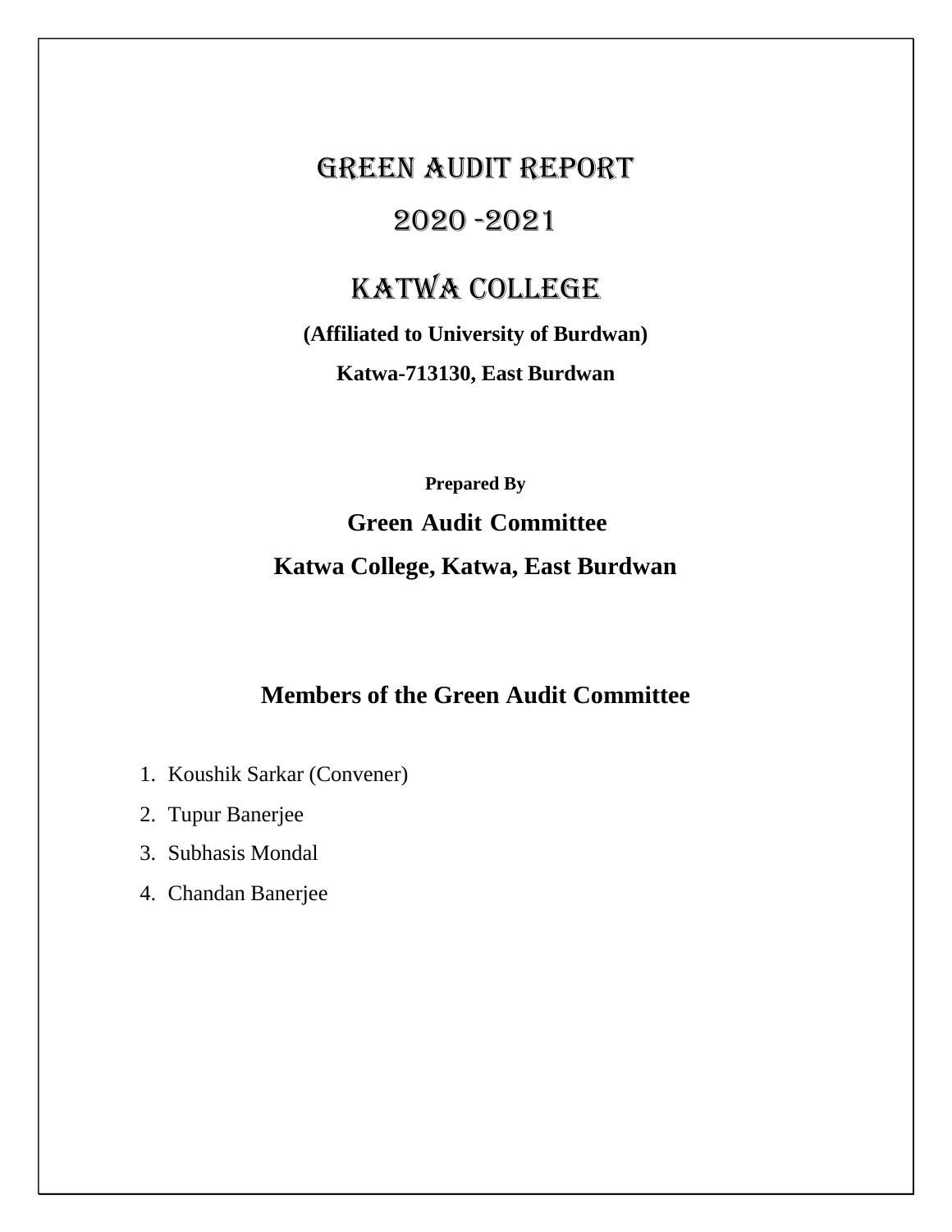# GREEN AUDIT REPORT

# 2020 -2021

# KATWA COLLEGE

**(Affiliated to University of Burdwan)**

**Katwa-713130, East Burdwan**

**Prepared By**

**Green Audit Committee**

**Katwa College, Katwa, East Burdwan**

## Members of the Green Audit Committee

1. Koushik Sarkar (Convener)
2. Tupur Banerjee
3. Subhasis Mondal
4. Chandan Banerjee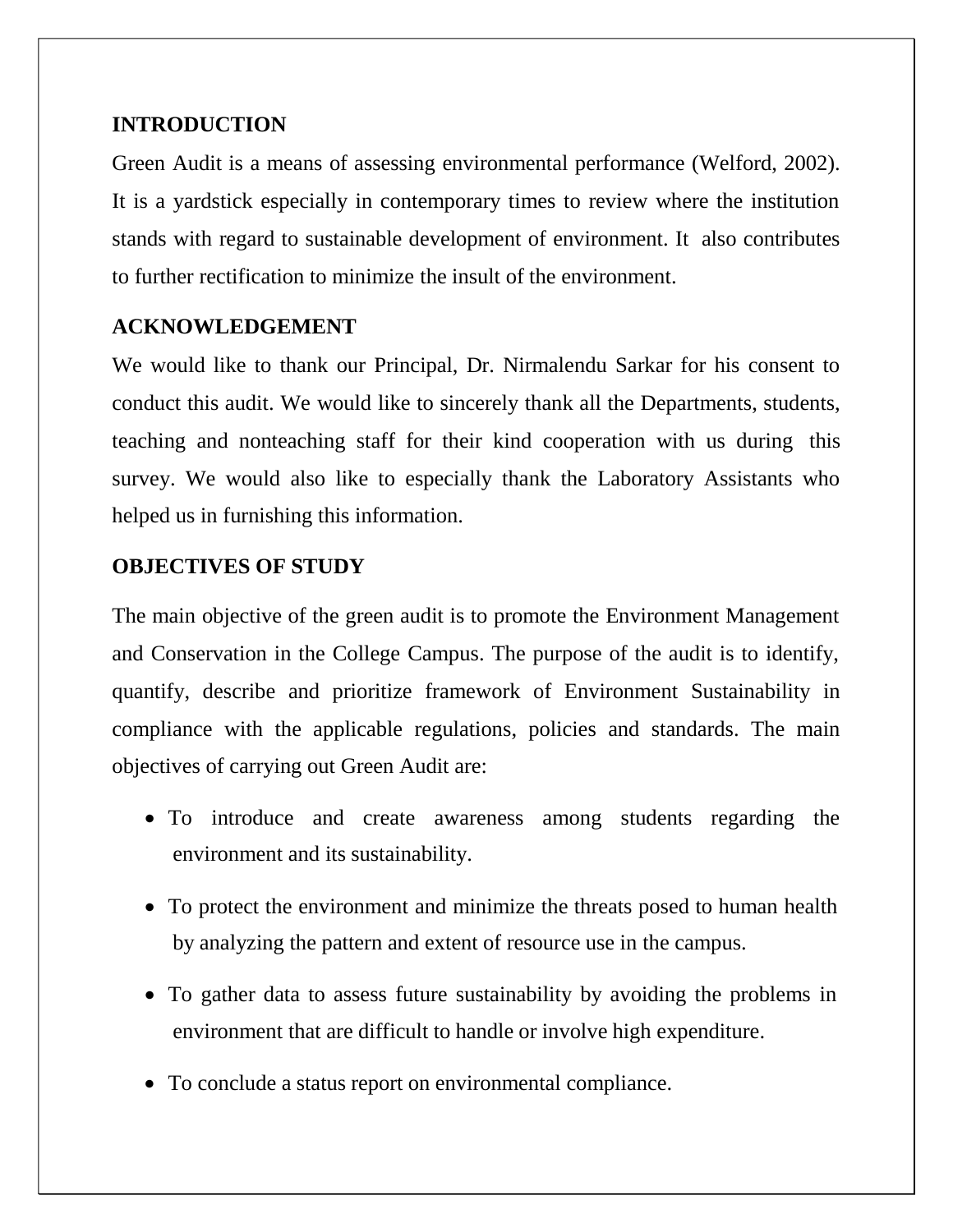## INTRODUCTION

Green Audit is a means of assessing environmental performance (Welford, 2002). It is a yardstick especially in contemporary times to review where the institution stands with regard to sustainable development of environment. It also contributes to further rectification to minimize the insult of the environment.

## ACKNOWLEDGEMENT

We would like to thank our Principal, Dr. Nirmalendu Sarkar for his consent to conduct this audit. We would like to sincerely thank all the Departments, students, teaching and nonteaching staff for their kind cooperation with us during this survey. We would also like to especially thank the Laboratory Assistants who helped us in furnishing this information.

## OBJECTIVES OF STUDY

The main objective of the green audit is to promote the Environment Management and Conservation in the College Campus. The purpose of the audit is to identify, quantify, describe and prioritize framework of Environment Sustainability in compliance with the applicable regulations, policies and standards. The main objectives of carrying out Green Audit are:

- To introduce and create awareness among students regarding the environment and its sustainability.
- To protect the environment and minimize the threats posed to human health by analyzing the pattern and extent of resource use in the campus.
- To gather data to assess future sustainability by avoiding the problems in environment that are difficult to handle or involve high expenditure.
- To conclude a status report on environmental compliance.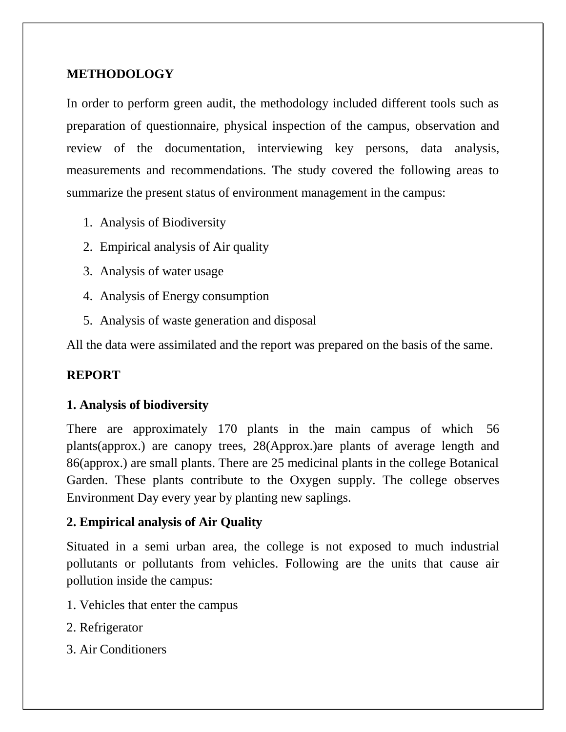**METHODOLOGY**

In order to perform green audit, the methodology included different tools such as preparation of questionnaire, physical inspection of the campus, observation and review of the documentation, interviewing key persons, data analysis, measurements and recommendations. The study covered the following areas to summarize the present status of environment management in the campus:

1. Analysis of Biodiversity
2. Empirical analysis of Air quality
3. Analysis of water usage
4. Analysis of Energy consumption
5. Analysis of waste generation and disposal

All the data were assimilated and the report was prepared on the basis of the same.

**REPORT**

**1. Analysis of biodiversity**

There are approximately 170 plants in the main campus of which 56 plants(approx.) are canopy trees, 28(Approx.)are plants of average length and 86(approx.) are small plants. There are 25 medicinal plants in the college Botanical Garden. These plants contribute to the Oxygen supply. The college observes Environment Day every year by planting new saplings.

**2. Empirical analysis of Air Quality**

Situated in a semi urban area, the college is not exposed to much industrial pollutants or pollutants from vehicles. Following are the units that cause air pollution inside the campus:

1. Vehicles that enter the campus
2. Refrigerator
3. Air Conditioners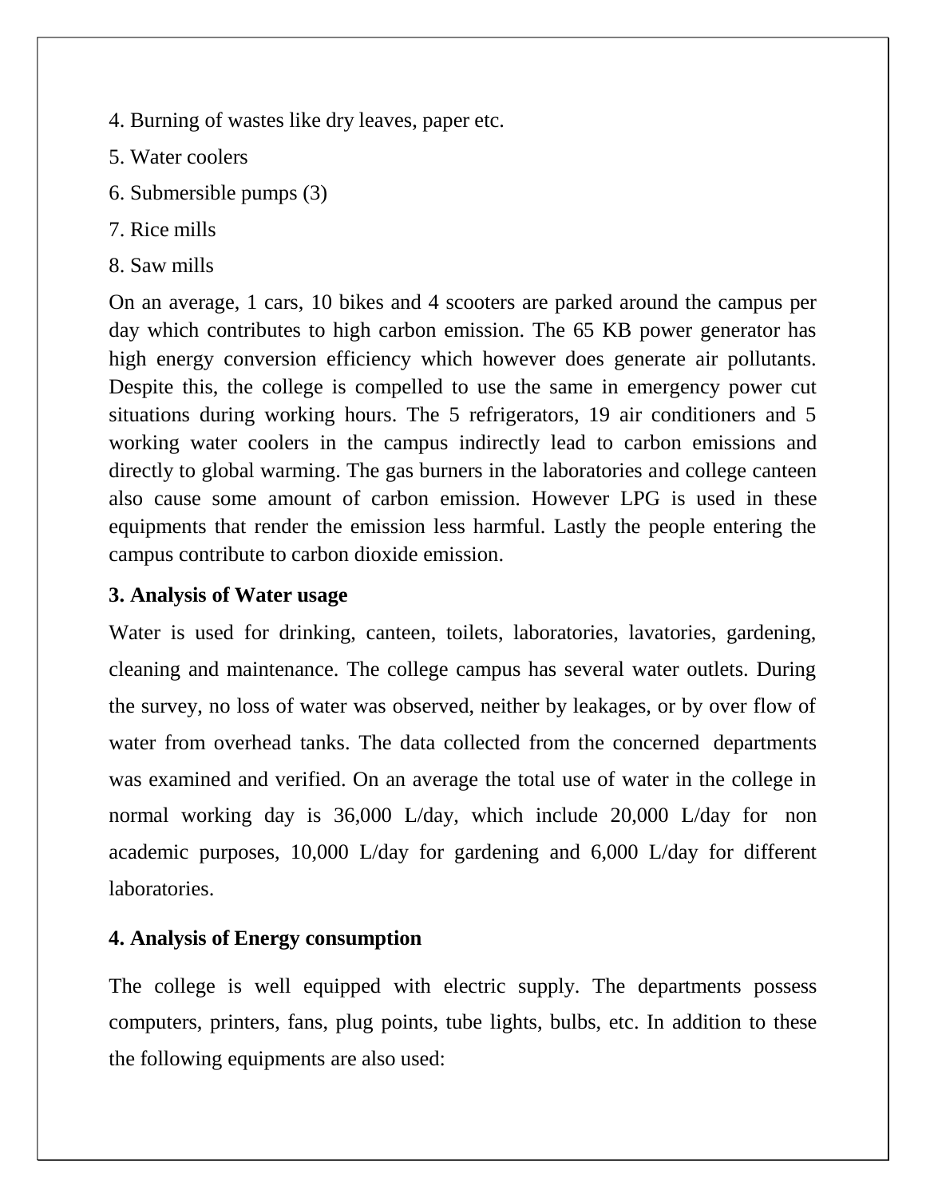4. Burning of wastes like dry leaves, paper etc.
5. Water coolers
6. Submersible pumps (3)
7. Rice mills
8. Saw mills

On an average, 1 cars, 10 bikes and 4 scooters are parked around the campus per day which contributes to high carbon emission. The 65 KB power generator has high energy conversion efficiency which however does generate air pollutants. Despite this, the college is compelled to use the same in emergency power cut situations during working hours. The 5 refrigerators, 19 air conditioners and 5 working water coolers in the campus indirectly lead to carbon emissions and directly to global warming. The gas burners in the laboratories and college canteen also cause some amount of carbon emission. However LPG is used in these equipments that render the emission less harmful. Lastly the people entering the campus contribute to carbon dioxide emission.

**3. Analysis of Water usage**

Water is used for drinking, canteen, toilets, laboratories, lavatories, gardening, cleaning and maintenance. The college campus has several water outlets. During the survey, no loss of water was observed, neither by leakages, or by over flow of water from overhead tanks. The data collected from the concerned departments was examined and verified. On an average the total use of water in the college in normal working day is 36,000 L/day, which include 20,000 L/day for non academic purposes, 10,000 L/day for gardening and 6,000 L/day for different laboratories.

**4. Analysis of Energy consumption**

The college is well equipped with electric supply. The departments possess computers, printers, fans, plug points, tube lights, bulbs, etc. In addition to these the following equipments are also used: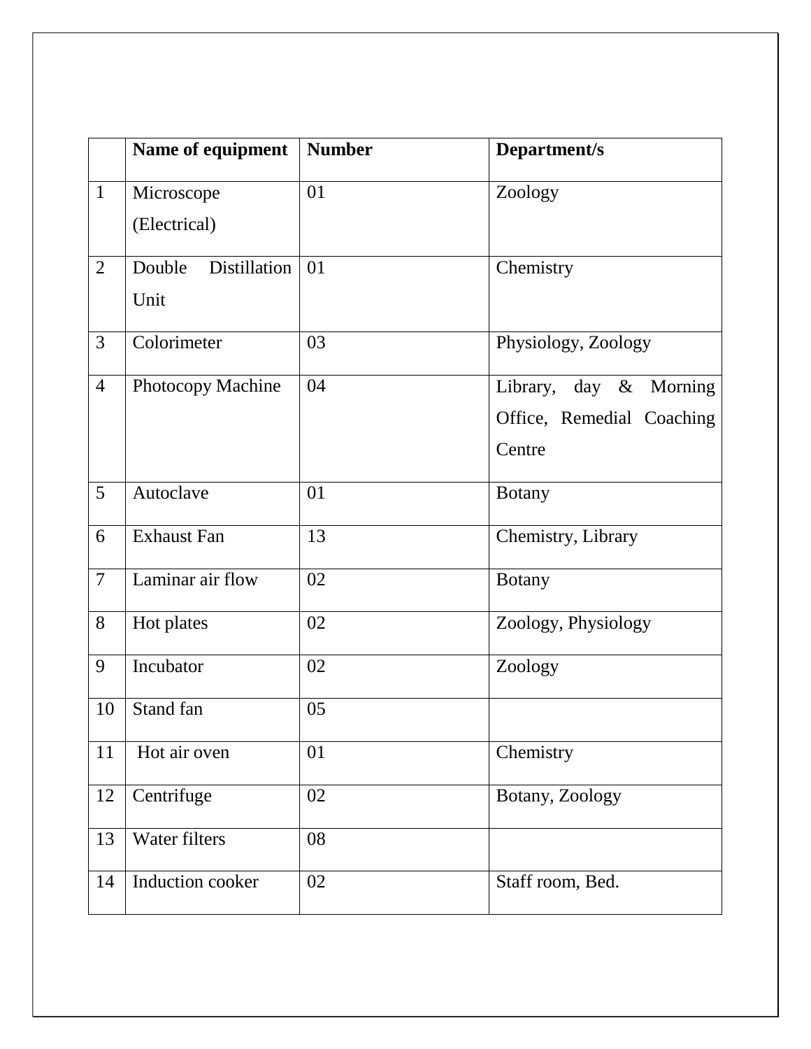| | Name of equipment | Number | Department/s |
|---|---|---|---|
| 1 | Microscope (Electrical) | 01 | Zoology |
| 2 | Double Distillation Unit | 01 | Chemistry |
| 3 | Colorimeter | 03 | Physiology, Zoology |
| 4 | Photocopy Machine | 04 | Library, day & Morning Office, Remedial Coaching Centre |
| 5 | Autoclave | 01 | Botany |
| 6 | Exhaust Fan | 13 | Chemistry, Library |
| 7 | Laminar air flow | 02 | Botany |
| 8 | Hot plates | 02 | Zoology, Physiology |
| 9 | Incubator | 02 | Zoology |
| 10 | Stand fan | 05 | |
| 11 | Hot air oven | 01 | Chemistry |
| 12 | Centrifuge | 02 | Botany, Zoology |
| 13 | Water filters | 08 | |
| 14 | Induction cooker | 02 | Staff room, Bed. |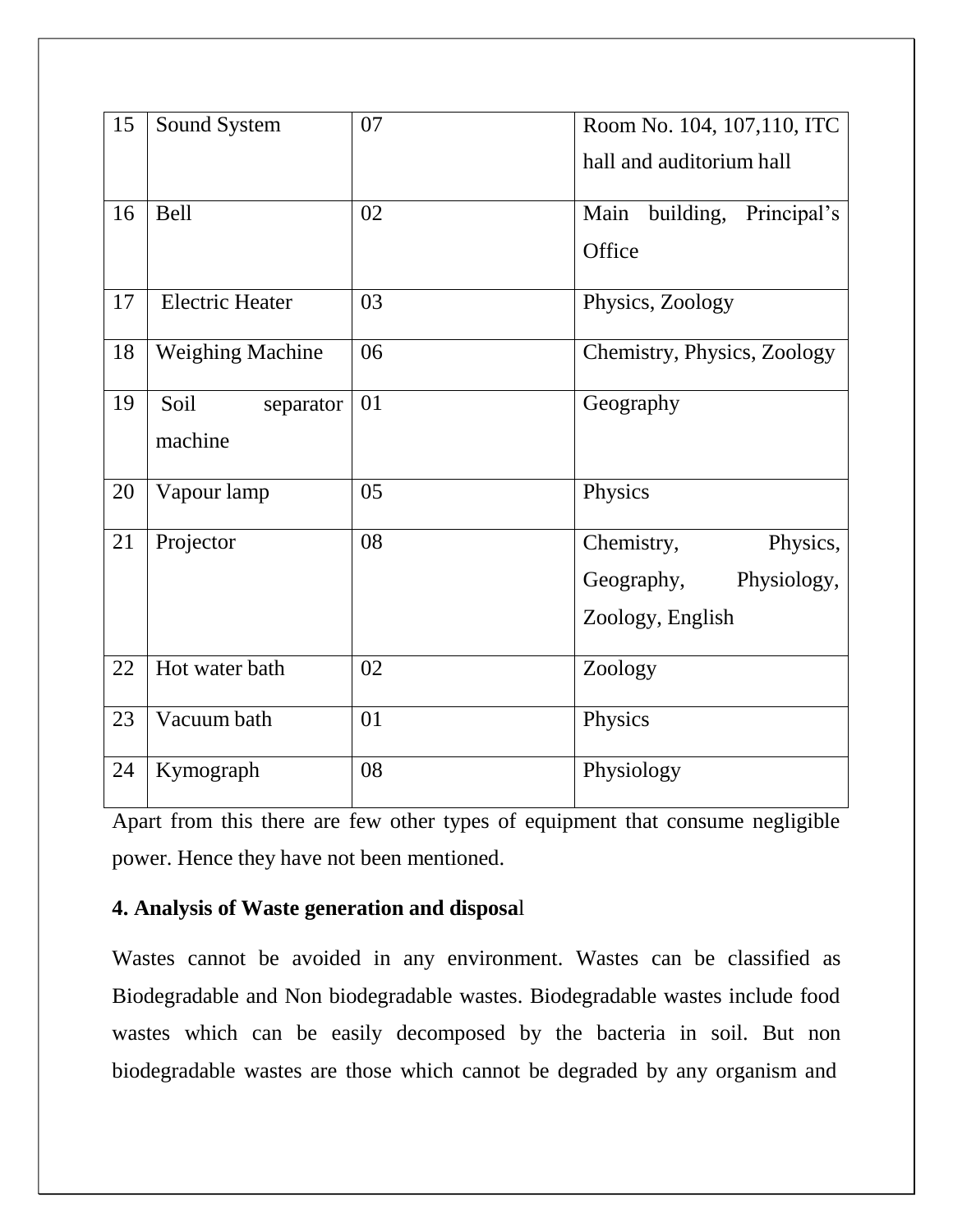| 15 | Sound System | 07 | Room No. 104, 107,110, ITC hall and auditorium hall |
|---|---|---|---|
| 16 | Bell | 02 | Main building, Principal's Office |
| 17 | Electric Heater | 03 | Physics, Zoology |
| 18 | Weighing Machine | 06 | Chemistry, Physics, Zoology |
| 19 | Soil separator machine | 01 | Geography |
| 20 | Vapour lamp | 05 | Physics |
| 21 | Projector | 08 | Chemistry, Physics, Geography, Physiology, Zoology, English |
| 22 | Hot water bath | 02 | Zoology |
| 23 | Vacuum bath | 01 | Physics |
| 24 | Kymograph | 08 | Physiology |

Apart from this there are few other types of equipment that consume negligible power. Hence they have not been mentioned.

**4. Analysis of Waste generation and disposal**

Wastes cannot be avoided in any environment. Wastes can be classified as Biodegradable and Non biodegradable wastes. Biodegradable wastes include food wastes which can be easily decomposed by the bacteria in soil. But non biodegradable wastes are those which cannot be degraded by any organism and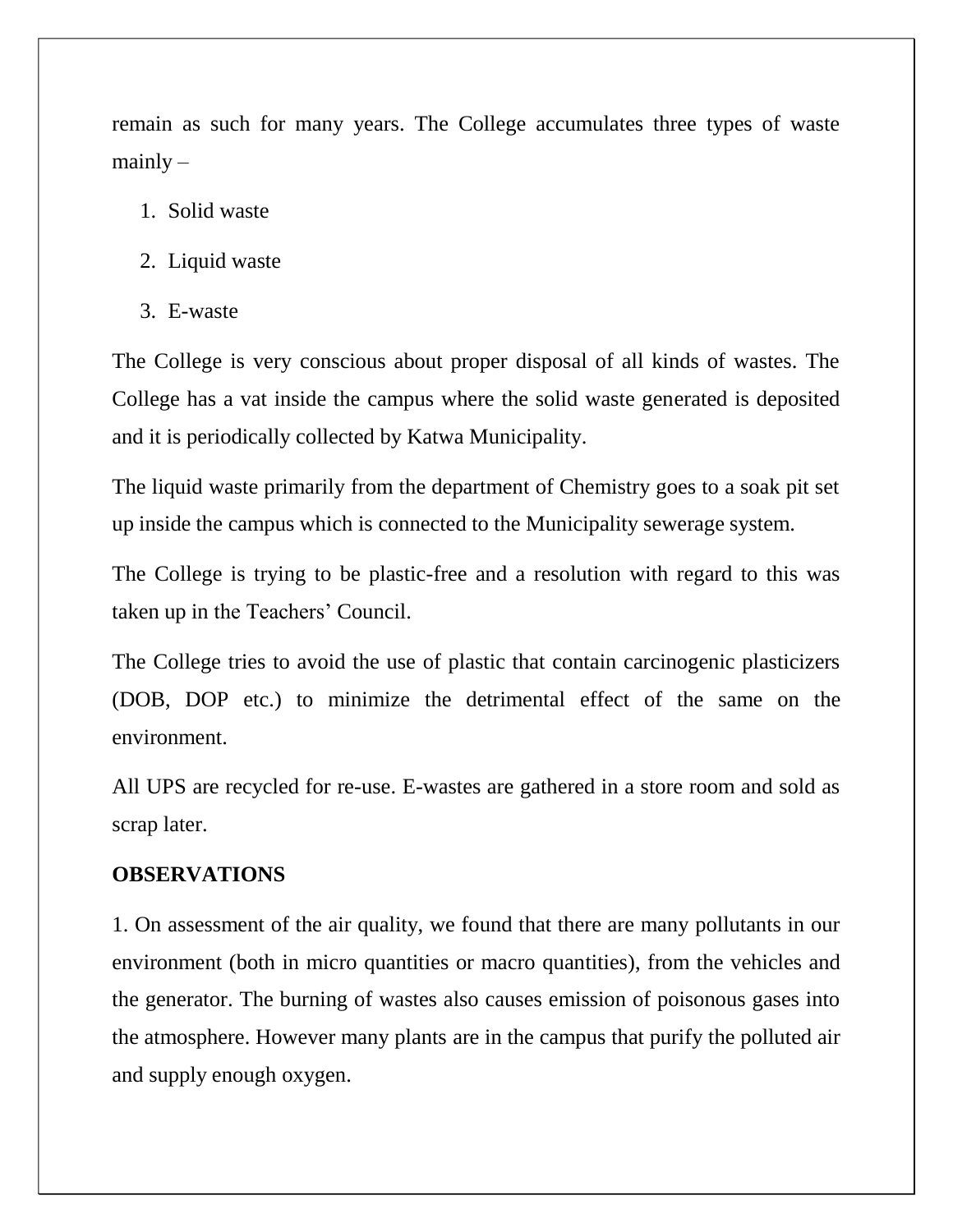remain as such for many years. The College accumulates three types of waste mainly –

1. Solid waste
2. Liquid waste
3. E-waste

The College is very conscious about proper disposal of all kinds of wastes. The College has a vat inside the campus where the solid waste generated is deposited and it is periodically collected by Katwa Municipality.

The liquid waste primarily from the department of Chemistry goes to a soak pit set up inside the campus which is connected to the Municipality sewerage system.

The College is trying to be plastic-free and a resolution with regard to this was taken up in the Teachers' Council.

The College tries to avoid the use of plastic that contain carcinogenic plasticizers (DOB, DOP etc.) to minimize the detrimental effect of the same on the environment.

All UPS are recycled for re-use. E-wastes are gathered in a store room and sold as scrap later.

**OBSERVATIONS**

1. On assessment of the air quality, we found that there are many pollutants in our environment (both in micro quantities or macro quantities), from the vehicles and the generator. The burning of wastes also causes emission of poisonous gases into the atmosphere. However many plants are in the campus that purify the polluted air and supply enough oxygen.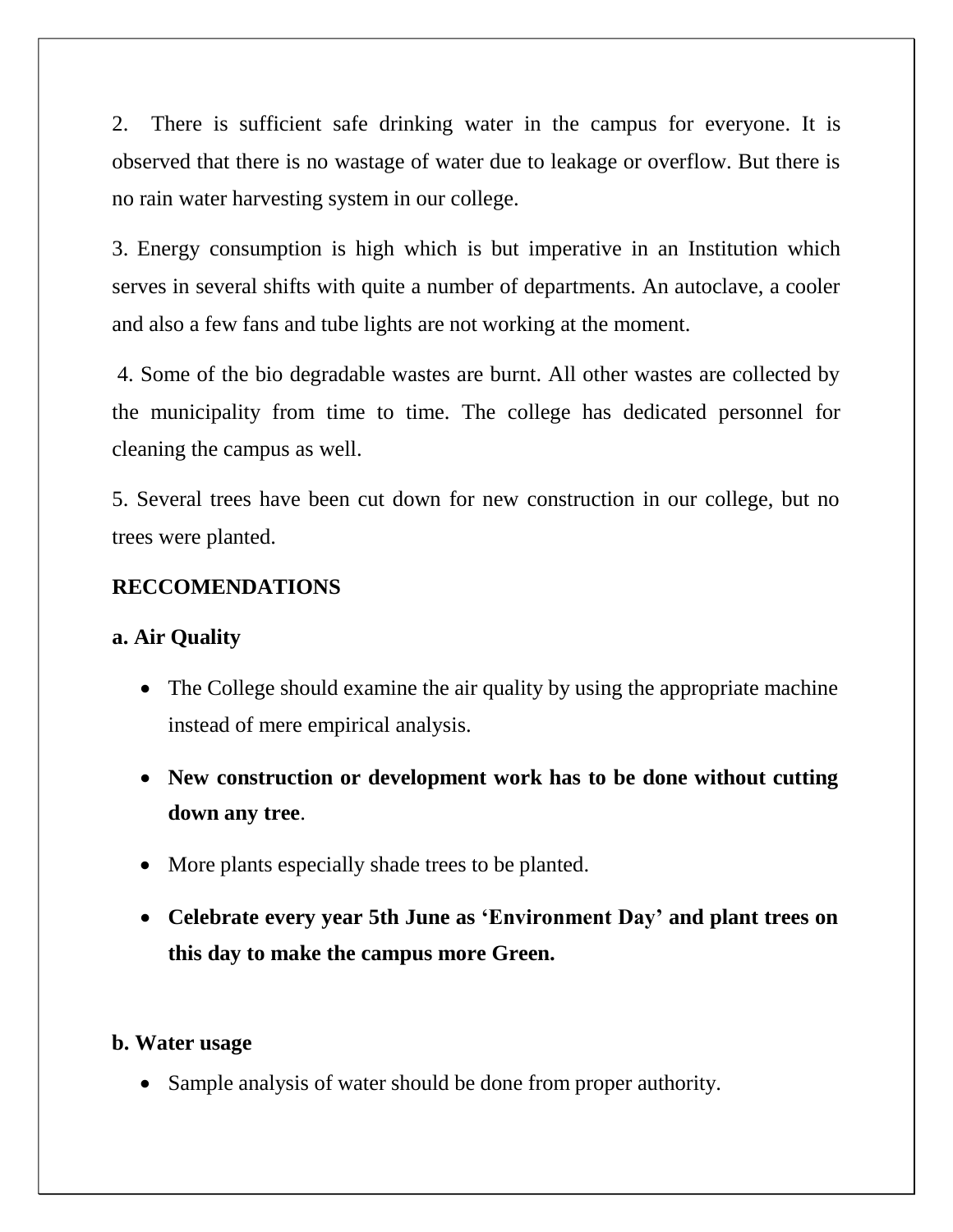2. There is sufficient safe drinking water in the campus for everyone. It is observed that there is no wastage of water due to leakage or overflow. But there is no rain water harvesting system in our college.

3. Energy consumption is high which is but imperative in an Institution which serves in several shifts with quite a number of departments. An autoclave, a cooler and also a few fans and tube lights are not working at the moment.

4. Some of the bio degradable wastes are burnt. All other wastes are collected by the municipality from time to time. The college has dedicated personnel for cleaning the campus as well.

5. Several trees have been cut down for new construction in our college, but no trees were planted.

**RECCOMENDATIONS**

**a. Air Quality**

- The College should examine the air quality by using the appropriate machine instead of mere empirical analysis.
- **New construction or development work has to be done without cutting down any tree**.
- More plants especially shade trees to be planted.
- **Celebrate every year 5th June as 'Environment Day' and plant trees on this day to make the campus more Green.**

**b. Water usage**

- Sample analysis of water should be done from proper authority.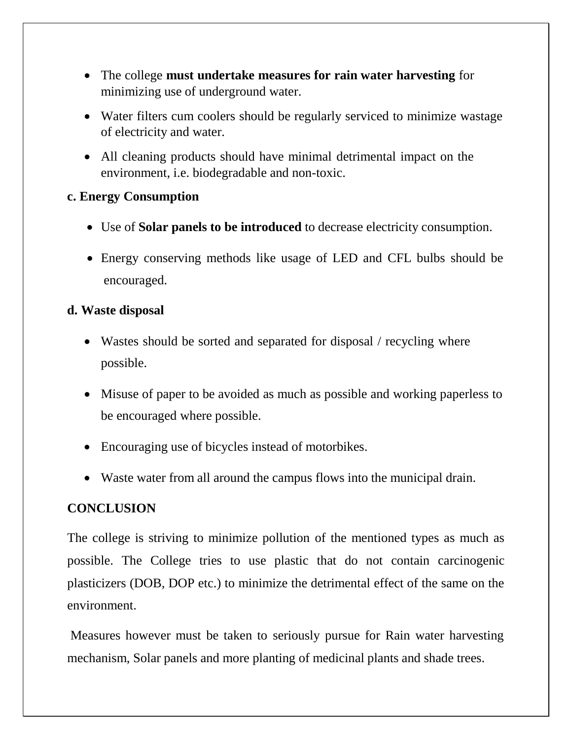- The college **must undertake measures for rain water harvesting** for minimizing use of underground water.
- Water filters cum coolers should be regularly serviced to minimize wastage of electricity and water.
- All cleaning products should have minimal detrimental impact on the environment, i.e. biodegradable and non-toxic.

**c. Energy Consumption**

- Use of **Solar panels to be introduced** to decrease electricity consumption.
- Energy conserving methods like usage of LED and CFL bulbs should be encouraged.

**d. Waste disposal**

- Wastes should be sorted and separated for disposal / recycling where possible.
- Misuse of paper to be avoided as much as possible and working paperless to be encouraged where possible.
- Encouraging use of bicycles instead of motorbikes.
- Waste water from all around the campus flows into the municipal drain.

**CONCLUSION**

The college is striving to minimize pollution of the mentioned types as much as possible. The College tries to use plastic that do not contain carcinogenic plasticizers (DOB, DOP etc.) to minimize the detrimental effect of the same on the environment.

Measures however must be taken to seriously pursue for Rain water harvesting mechanism, Solar panels and more planting of medicinal plants and shade trees.